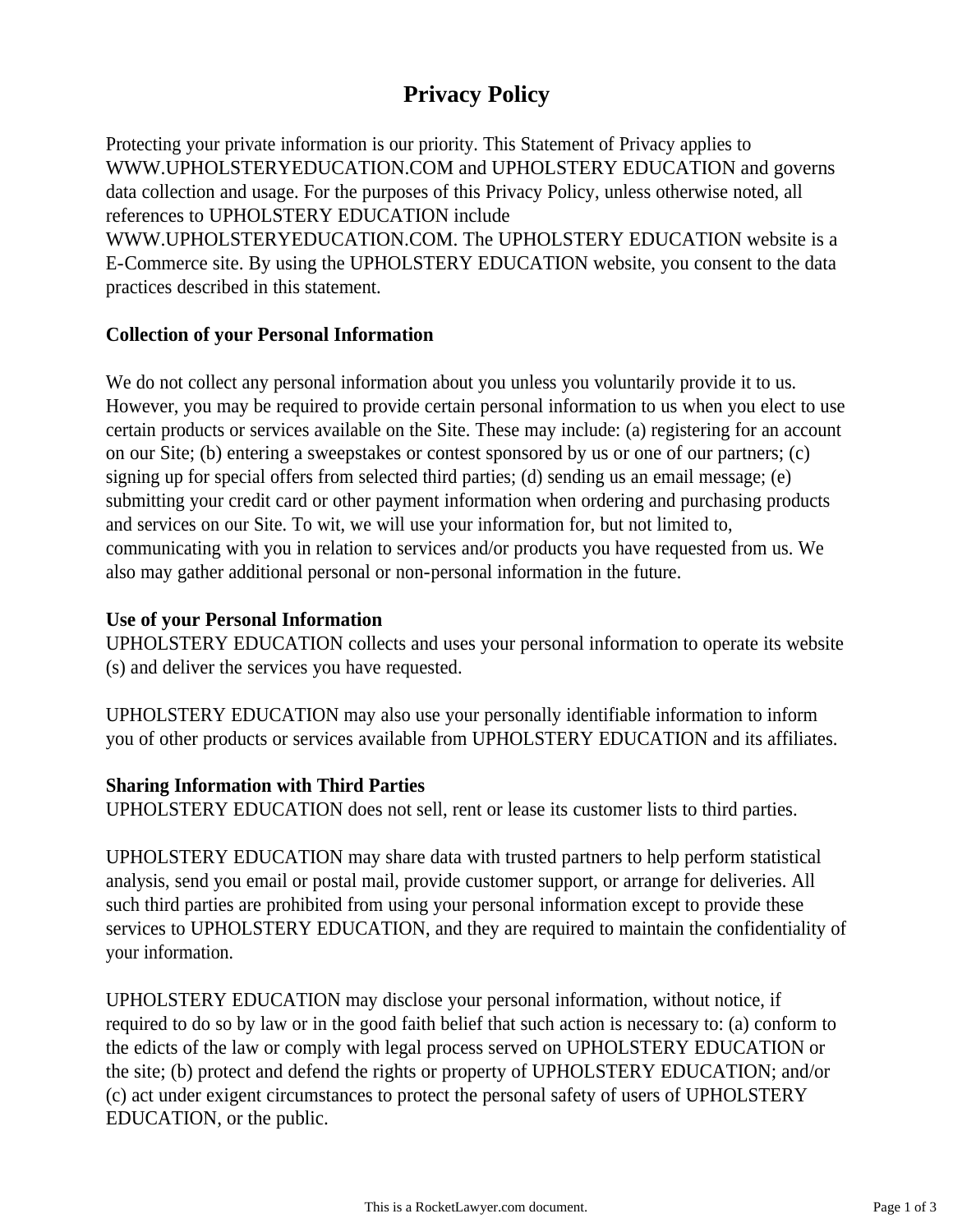# Privacy Policy

Protecting your private information is our priority. This Statement of Privacy applies to WWW.UPHOLSTERYEDUCATION.COM and UPHOLSTERY EDUCATION and governs data collection and usage. For the purposes of this Privacy Policy, unless otherwise noted, all references to UPHOLSTERY EDUCATION include WWW.UPHOLSTERYEDUCATION.COM. The UPHOLSTERY EDUCATION website is a E-Commerce site. By using the UPHOLSTERY EDUCATION website, you consent to the data practices described in this statement.

**Collection of your Personal Information**

We do not collect any personal information about you unless you voluntarily provide it to us. However, you may be required to provide certain personal information to us when you elect to use certain products or services available on the Site. These may include: (a) registering for an account on our Site; (b) entering a sweepstakes or contest sponsored by us or one of our partners; (c) signing up for special offers from selected third parties; (d) sending us an email message; (e) submitting your credit card or other payment information when ordering and purchasing products and services on our Site. To wit, we will use your information for, but not limited to, communicating with you in relation to services and/or products you have requested from us. We also may gather additional personal or non-personal information in the future.

**Use of your Personal Information**

UPHOLSTERY EDUCATION collects and uses your personal information to operate its website (s) and deliver the services you have requested.

UPHOLSTERY EDUCATION may also use your personally identifiable information to inform you of other products or services available from UPHOLSTERY EDUCATION and its affiliates.

**Sharing Information with Third Parties**

UPHOLSTERY EDUCATION does not sell, rent or lease its customer lists to third parties.

UPHOLSTERY EDUCATION may share data with trusted partners to help perform statistical analysis, send you email or postal mail, provide customer support, or arrange for deliveries. All such third parties are prohibited from using your personal information except to provide these services to UPHOLSTERY EDUCATION, and they are required to maintain the confidentiality of your information.

UPHOLSTERY EDUCATION may disclose your personal information, without notice, if required to do so by law or in the good faith belief that such action is necessary to: (a) conform to the edicts of the law or comply with legal process served on UPHOLSTERY EDUCATION or the site; (b) protect and defend the rights or property of UPHOLSTERY EDUCATION; and/or (c) act under exigent circumstances to protect the personal safety of users of UPHOLSTERY EDUCATION, or the public.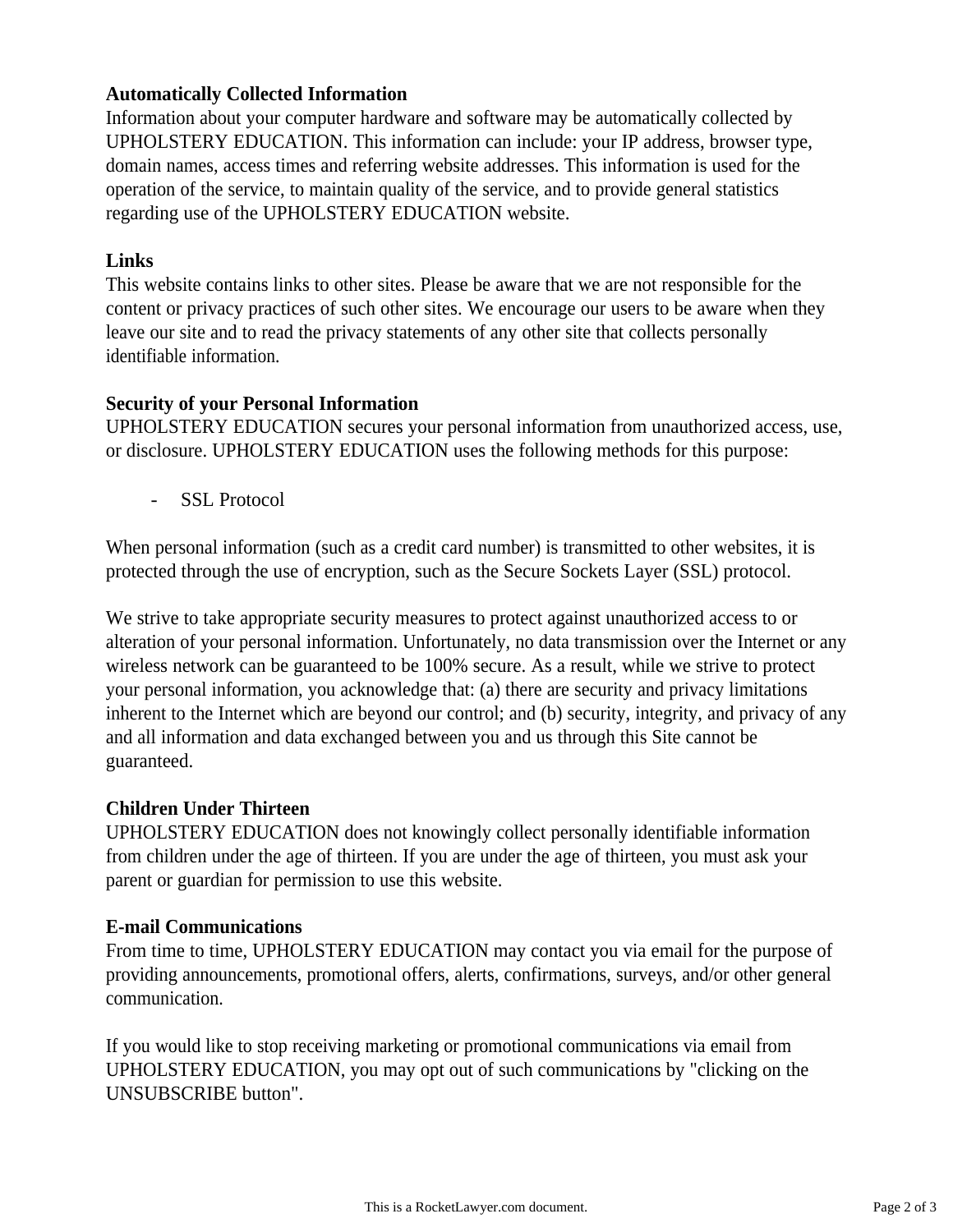**Automatically Collected Information**
Information about your computer hardware and software may be automatically collected by UPHOLSTERY EDUCATION. This information can include: your IP address, browser type, domain names, access times and referring website addresses. This information is used for the operation of the service, to maintain quality of the service, and to provide general statistics regarding use of the UPHOLSTERY EDUCATION website.

**Links**
This website contains links to other sites. Please be aware that we are not responsible for the content or privacy practices of such other sites. We encourage our users to be aware when they leave our site and to read the privacy statements of any other site that collects personally identifiable information.

**Security of your Personal Information**
UPHOLSTERY EDUCATION secures your personal information from unauthorized access, use, or disclosure. UPHOLSTERY EDUCATION uses the following methods for this purpose:

- SSL Protocol

When personal information (such as a credit card number) is transmitted to other websites, it is protected through the use of encryption, such as the Secure Sockets Layer (SSL) protocol.

We strive to take appropriate security measures to protect against unauthorized access to or alteration of your personal information. Unfortunately, no data transmission over the Internet or any wireless network can be guaranteed to be 100% secure. As a result, while we strive to protect your personal information, you acknowledge that: (a) there are security and privacy limitations inherent to the Internet which are beyond our control; and (b) security, integrity, and privacy of any and all information and data exchanged between you and us through this Site cannot be guaranteed.

**Children Under Thirteen**
UPHOLSTERY EDUCATION does not knowingly collect personally identifiable information from children under the age of thirteen. If you are under the age of thirteen, you must ask your parent or guardian for permission to use this website.

**E-mail Communications**
From time to time, UPHOLSTERY EDUCATION may contact you via email for the purpose of providing announcements, promotional offers, alerts, confirmations, surveys, and/or other general communication.

If you would like to stop receiving marketing or promotional communications via email from UPHOLSTERY EDUCATION, you may opt out of such communications by "clicking on the UNSUBSCRIBE button".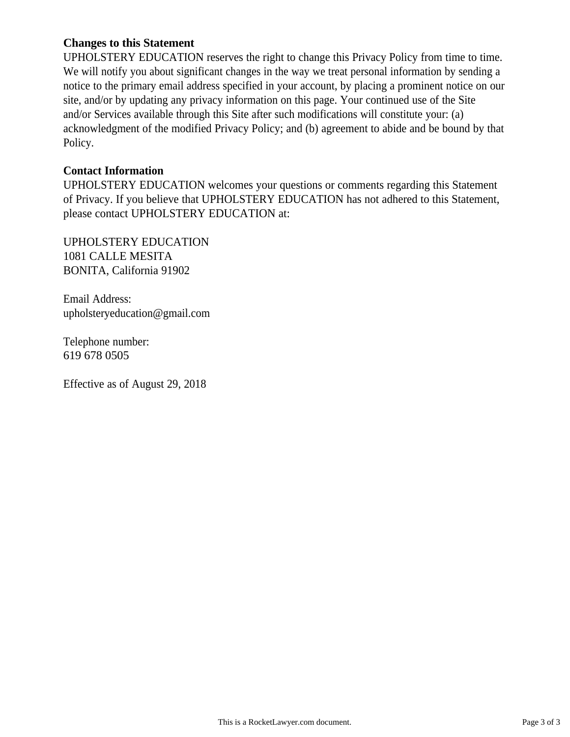**Changes to this Statement**
UPHOLSTERY EDUCATION reserves the right to change this Privacy Policy from time to time. We will notify you about significant changes in the way we treat personal information by sending a notice to the primary email address specified in your account, by placing a prominent notice on our site, and/or by updating any privacy information on this page. Your continued use of the Site and/or Services available through this Site after such modifications will constitute your: (a) acknowledgment of the modified Privacy Policy; and (b) agreement to abide and be bound by that Policy.

**Contact Information**
UPHOLSTERY EDUCATION welcomes your questions or comments regarding this Statement of Privacy. If you believe that UPHOLSTERY EDUCATION has not adhered to this Statement, please contact UPHOLSTERY EDUCATION at:

UPHOLSTERY EDUCATION
1081 CALLE MESITA
BONITA, California 91902

Email Address:
upholsteryeducation@gmail.com

Telephone number:
619 678 0505

Effective as of August 29, 2018

This is a RocketLawyer.com document.